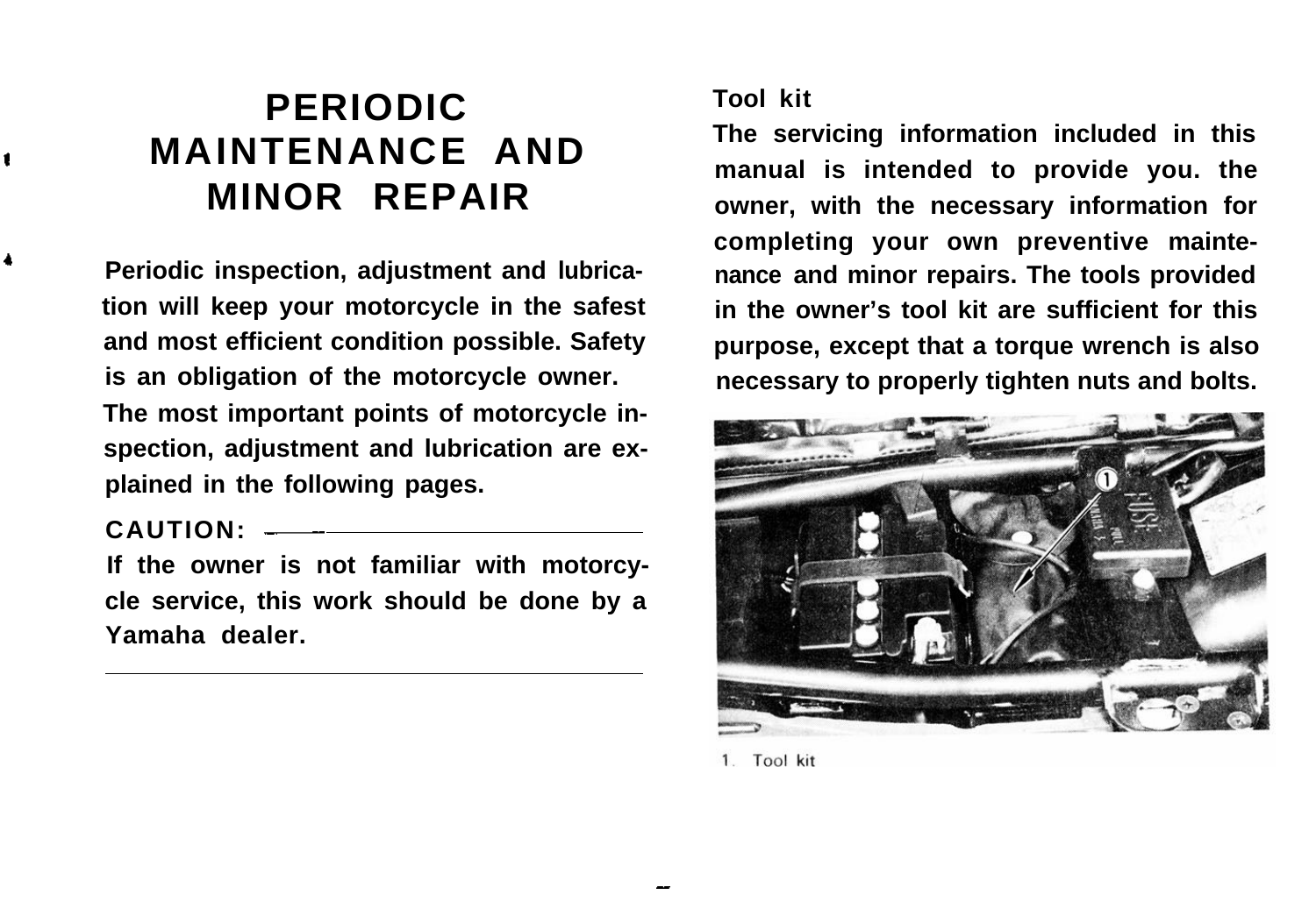# PERIODIC MAINTENANCE AND MINOR REPAIR

Periodic inspection, adjustment and lubrication will keep your motorcycle in the safest and most efficient condition possible. Safety is an obligation of the motorcycle owner.

The most important points of motorcycle inspection, adjustment and lubrication are explained in the following pages.

**CAUTION:**

If the owner is not familiar with motorcycle service, this work should be done by a Yamaha dealer.

---

## Tool kit

The servicing information included in this manual is intended to provide you. the owner, with the necessary information for completing your own preventive maintenance and minor repairs. The tools provided in the owner's tool kit are sufficient for this purpose, except that a torque wrench is also necessary to properly tighten nuts and bolts.

1. Tool kit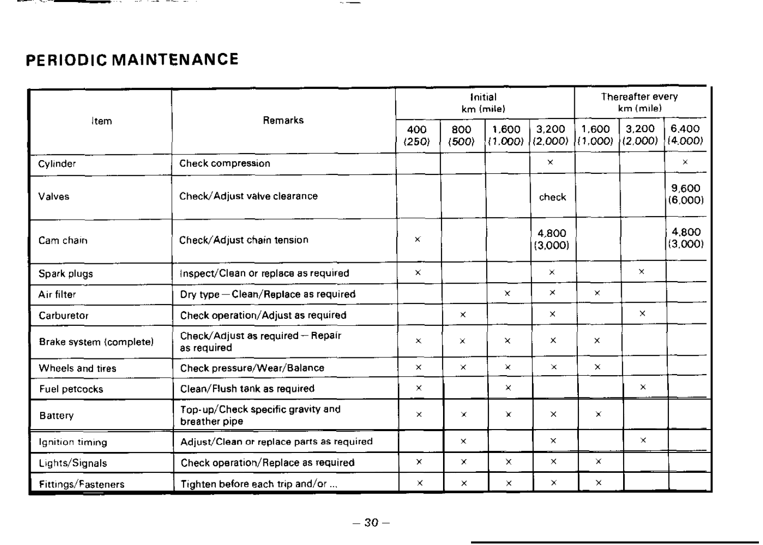## PERIODIC MAINTENANCE

| Item | Remarks | Initial km (mile) | | | | Thereafter every km (mile) | | |
|---|---|---|---|---|---|---|---|---|
| | | 400 (250) | 800 (500) | 1,600 (1,000) | 3,200 (2,000) | 1,600 (1,000) | 3,200 (2,000) | 6,400 (4,000) |
| Cylinder | Check compression | | | | × | | | × |
| Valves | Check/Adjust valve clearance | | | | check | | | 9,600 (6,000) |
| Cam chain | Check/Adjust chain tension | × | | | 4,800 (3,000) | | | 4,800 (3,000) |
| Spark plugs | Inspect/Clean or replace as required | × | | | × | | × | |
| Air filter | Dry type — Clean/Replace as required | | | × | × | × | | |
| Carburetor | Check operation/Adjust as required | | × | | × | | × | |
| Brake system (complete) | Check/Adjust as required — Repair as required | × | × | × | × | × | | |
| Wheels and tires | Check pressure/Wear/Balance | × | × | × | × | × | | |
| Fuel petcocks | Clean/Flush tank as required | × | | × | | | × | |
| Battery | Top-up/Check specific gravity and breather pipe | × | × | × | × | × | | |
| Ignition timing | Adjust/Clean or replace parts as required | | × | | × | | × | |
| Lights/Signals | Check operation/Replace as required | × | × | × | × | × | | |
| Fittings/Fasteners | Tighten before each trip and/or ... | × | × | × | × | × | | |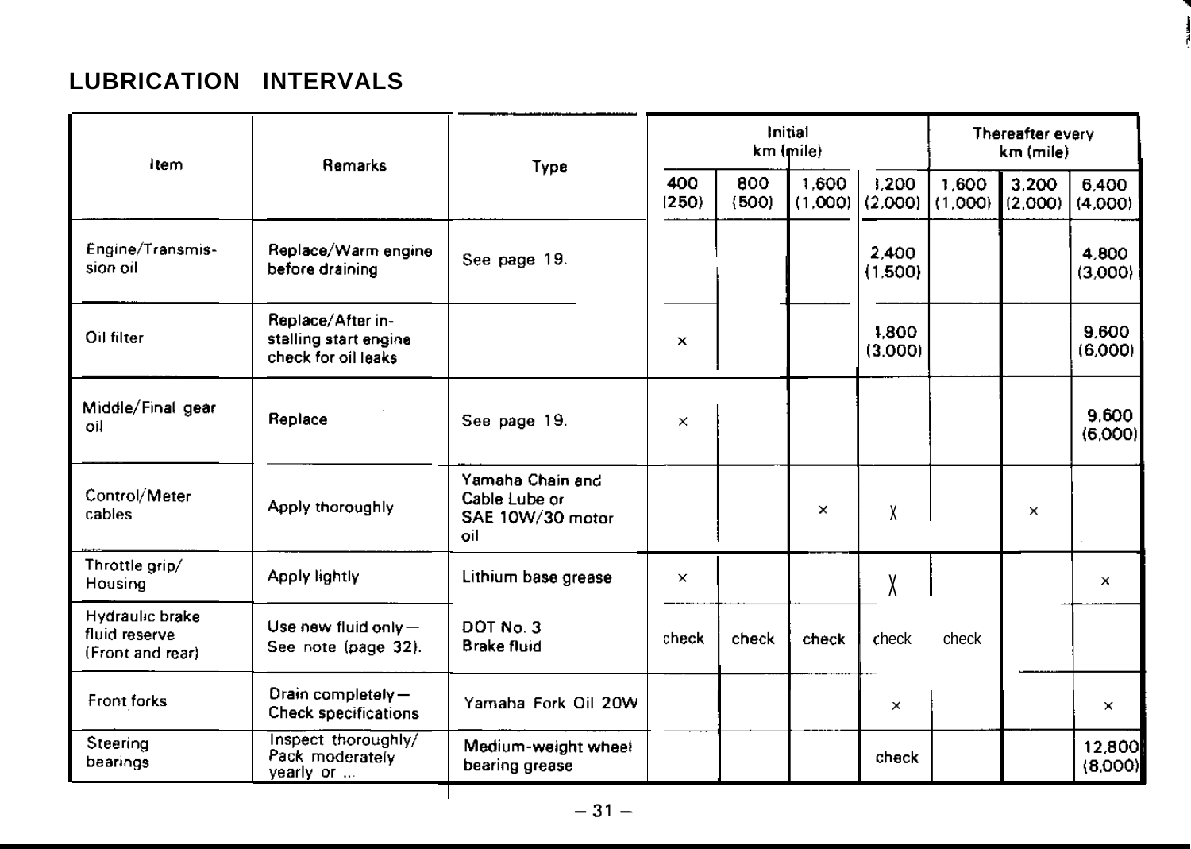## LUBRICATION INTERVALS

| Item | Remarks | Type | Initial km (mile) | | | | Thereafter every km (mile) | | |
|---|---|---|---|---|---|---|---|---|---|
| | | | 400 (250) | 800 (500) | 1,600 (1,000) | 3,200 (2,000) | 1,600 (1,000) | 3,200 (2,000) | 6,400 (4,000) |
| Engine/Transmission oil | Replace/Warm engine before draining | See page 19. | | | | 2,400 (1,500) | | | 4,800 (3,000) |
| Oil filter | Replace/After installing start engine check for oil leaks | | × | | | 4,800 (3,000) | | | 9,600 (6,000) |
| Middle/Final gear oil | Replace | See page 19. | × | | | | | | 9,600 (6,000) |
| Control/Meter cables | Apply thoroughly | Yamaha Chain and Cable Lube or SAE 10W/30 motor oil | | | × | X | | × | |
| Throttle grip/ Housing | Apply lightly | Lithium base grease | × | | | X | | | × |
| Hydraulic brake fluid reserve (Front and rear) | Use new fluid only — See note (page 32). | DOT No. 3 Brake fluid | check | check | check | check | check | | |
| Front forks | Drain completely — Check specifications | Yamaha Fork Oil 20W | | | | × | | | × |
| Steering bearings | Inspect thoroughly/ Pack moderately yearly or ... | Medium-weight wheel bearing grease | | | | check | | | 12,800 (8,000) |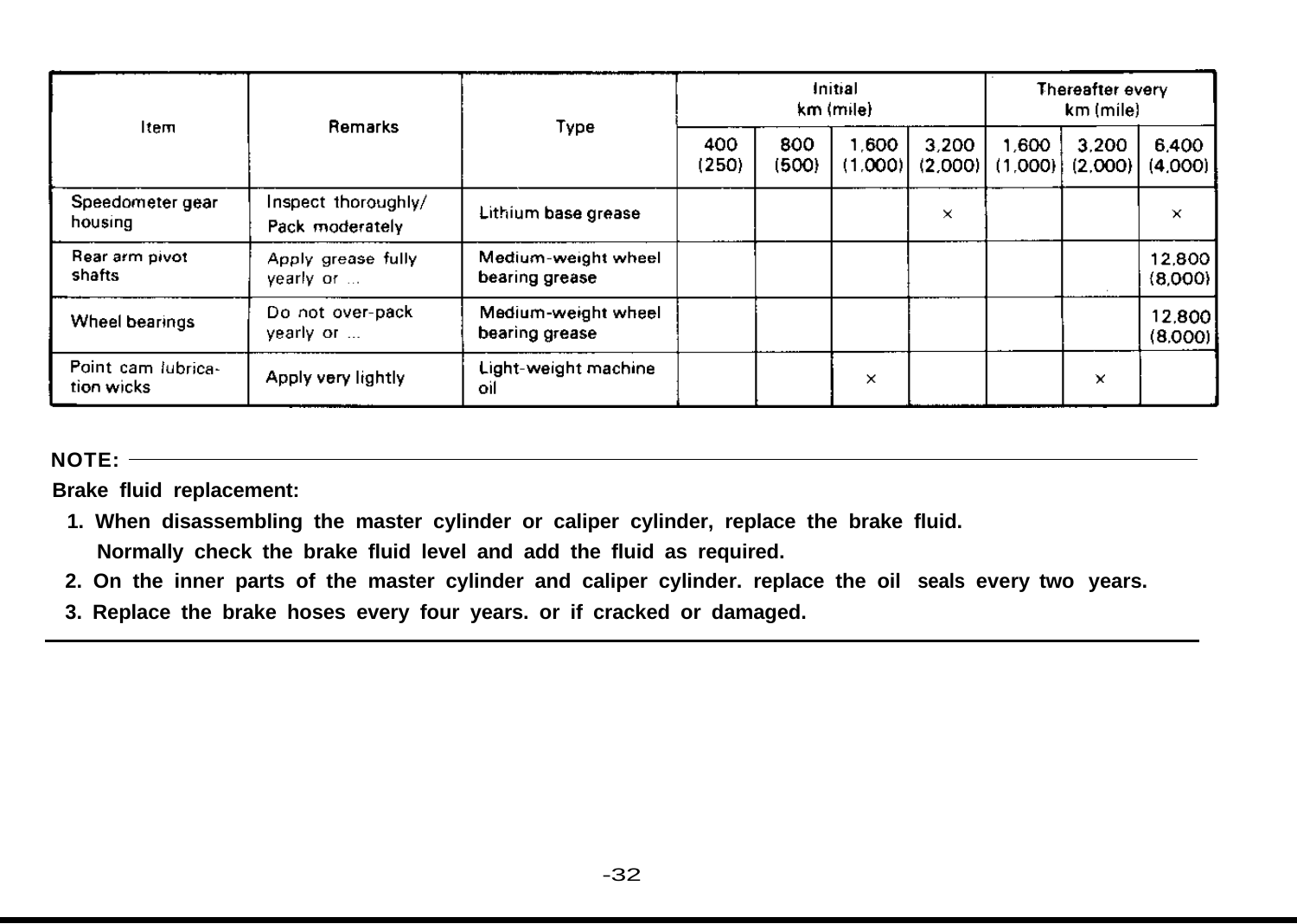| Item | Remarks | Type | Initial km (mile) | | | | Thereafter every km (mile) | | |
|---|---|---|---|---|---|---|---|---|---|
| | | | 400 (250) | 800 (500) | 1,600 (1,000) | 3,200 (2,000) | 1,600 (1,000) | 3,200 (2,000) | 6,400 (4,000) |
| Speedometer gear housing | Inspect thoroughly/ Pack moderately | Lithium base grease | | | | × | | | × |
| Rear arm pivot shafts | Apply grease fully yearly or ... | Medium-weight wheel bearing grease | | | | | | | 12,800 (8,000) |
| Wheel bearings | Do not over-pack yearly or ... | Medium-weight wheel bearing grease | | | | | | | 12,800 (8,000) |
| Point cam lubrication wicks | Apply very lightly | Light-weight machine oil | | | × | | | × | |

**NOTE:**

**Brake fluid replacement:**

1. **When disassembling the master cylinder or caliper cylinder, replace the brake fluid. Normally check the brake fluid level and add the fluid as required.**
2. **On the inner parts of the master cylinder and caliper cylinder. replace the oil seals every two years.**
3. **Replace the brake hoses every four years. or if cracked or damaged.**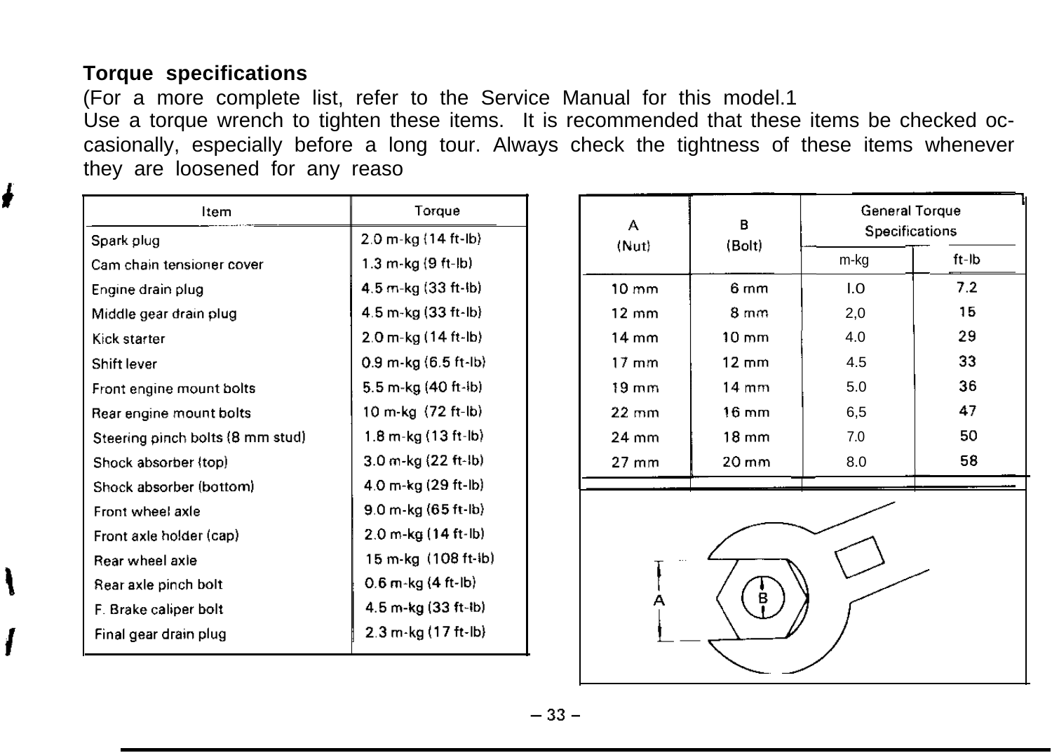## Torque specifications

(For a more complete list, refer to the Service Manual for this model.1
Use a torque wrench to tighten these items. It is recommended that these items be checked occasionally, especially before a long tour. Always check the tightness of these items whenever they are loosened for any reaso

| Item | Torque |
|---|---|
| Spark plug | 2.0 m-kg (14 ft-lb) |
| Cam chain tensioner cover | 1.3 m-kg (9 ft-lb) |
| Engine drain plug | 4.5 m-kg (33 ft-lb) |
| Middle gear drain plug | 4.5 m-kg (33 ft-lb) |
| Kick starter | 2.0 m-kg (14 ft-lb) |
| Shift lever | 0.9 m-kg (6.5 ft-lb) |
| Front engine mount bolts | 5.5 m-kg (40 ft-lb) |
| Rear engine mount bolts | 10 m-kg (72 ft-lb) |
| Steering pinch bolts (8 mm stud) | 1.8 m-kg (13 ft-lb) |
| Shock absorber (top) | 3.0 m-kg (22 ft-lb) |
| Shock absorber (bottom) | 4.0 m-kg (29 ft-lb) |
| Front wheel axle | 9.0 m-kg (65 ft-lb) |
| Front axle holder (cap) | 2.0 m-kg (14 ft-lb) |
| Rear wheel axle | 15 m-kg (108 ft-lb) |
| Rear axle pinch bolt | 0.6 m-kg (4 ft-lb) |
| F. Brake caliper bolt | 4.5 m-kg (33 ft-lb) |
| Final gear drain plug | 2.3 m-kg (17 ft-lb) |

| A (Nut) | B (Bolt) | General Torque Specifications | |
|---|---|---|---|
| | | m-kg | ft-lb |
| 10 mm | 6 mm | I.O | 7.2 |
| 12 mm | 8 mm | 2,0 | 15 |
| 14 mm | 10 mm | 4.0 | 29 |
| 17 mm | 12 mm | 4.5 | 33 |
| 19 mm | 14 mm | 5.0 | 36 |
| 22 mm | 16 mm | 6,5 | 47 |
| 24 mm | 18 mm | 7.0 | 50 |
| 27 mm | 20 mm | 8.0 | 58 |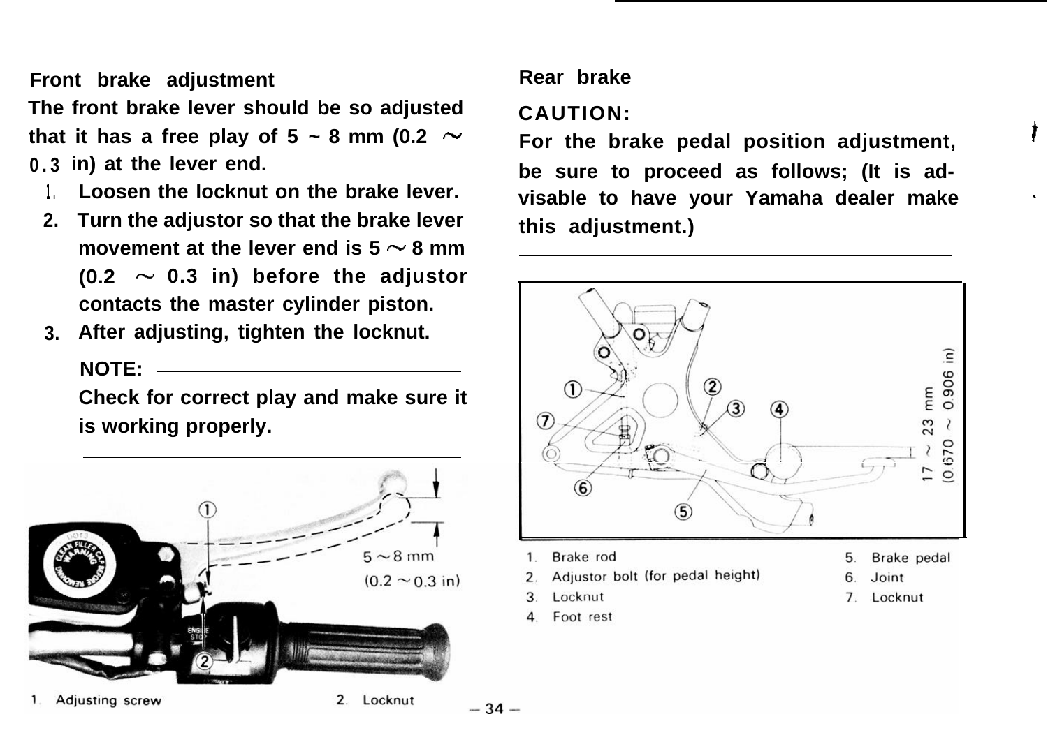## Front brake adjustment

The front brake lever should be so adjusted that it has a free play of 5 ~ 8 mm (0.2 ~ 0.3 in) at the lever end.

1. Loosen the locknut on the brake lever.
2. Turn the adjustor so that the brake lever movement at the lever end is 5 ~ 8 mm (0.2 ~ 0.3 in) before the adjustor contacts the master cylinder piston.
3. After adjusting, tighten the locknut.

**NOTE:**

Check for correct play and make sure it is working properly.

5 ~ 8 mm (0.2 ~ 0.3 in)

1. Adjusting screw 2. Locknut

## Rear brake

**CAUTION:**

For the brake pedal position adjustment, be sure to proceed as follows; (It is advisable to have your Yamaha dealer make this adjustment.)

17 ~ 23 mm (0.670 ~ 0.906 in)

1. Brake rod
2. Adjustor bolt (for pedal height)
3. Locknut
4. Foot rest
5. Brake pedal
6. Joint
7. Locknut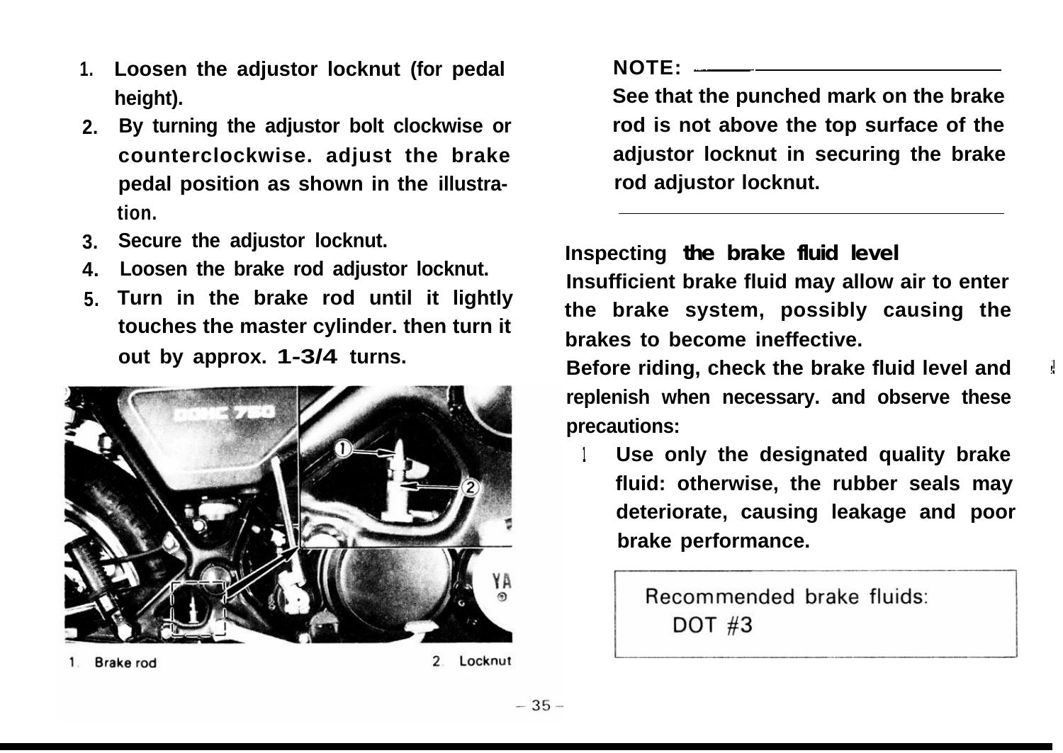1. Loosen the adjustor locknut (for pedal height).
2. By turning the adjustor bolt clockwise or counterclockwise. adjust the brake pedal position as shown in the illustration.
3. Secure the adjustor locknut.
4. Loosen the brake rod adjustor locknut.
5. Turn in the brake rod until it lightly touches the master cylinder. then turn it out by approx. 1-3/4 turns.

1. Brake rod 2. Locknut

**NOTE:**

See that the punched mark on the brake rod is not above the top surface of the adjustor locknut in securing the brake rod adjustor locknut.

### Inspecting the brake fluid level

Insufficient brake fluid may allow air to enter the brake system, possibly causing the brakes to become ineffective.

Before riding, check the brake fluid level and replenish when necessary. and observe these precautions:

1. Use only the designated quality brake fluid: otherwise, the rubber seals may deteriorate, causing leakage and poor brake performance.

| Recommended brake fluids: |
| --- |
| DOT #3 |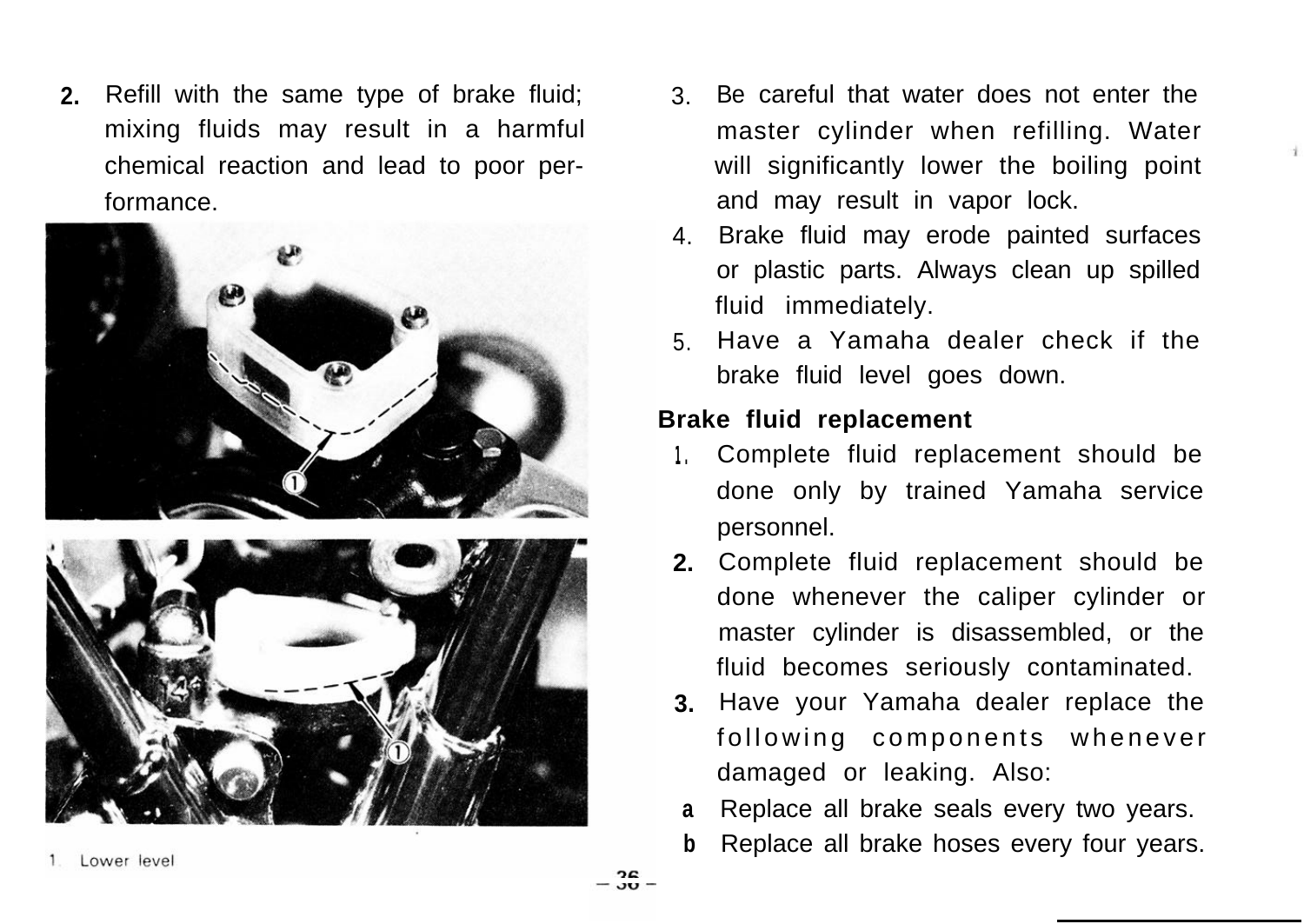2. Refill with the same type of brake fluid; mixing fluids may result in a harmful chemical reaction and lead to poor performance.

1. Lower level

3. Be careful that water does not enter the master cylinder when refilling. Water will significantly lower the boiling point and may result in vapor lock.
4. Brake fluid may erode painted surfaces or plastic parts. Always clean up spilled fluid immediately.
5. Have a Yamaha dealer check if the brake fluid level goes down.

**Brake fluid replacement**

1. Complete fluid replacement should be done only by trained Yamaha service personnel.
2. Complete fluid replacement should be done whenever the caliper cylinder or master cylinder is disassembled, or the fluid becomes seriously contaminated.
3. Have your Yamaha dealer replace the following components whenever damaged or leaking. Also:
   - a Replace all brake seals every two years.
   - b Replace all brake hoses every four years.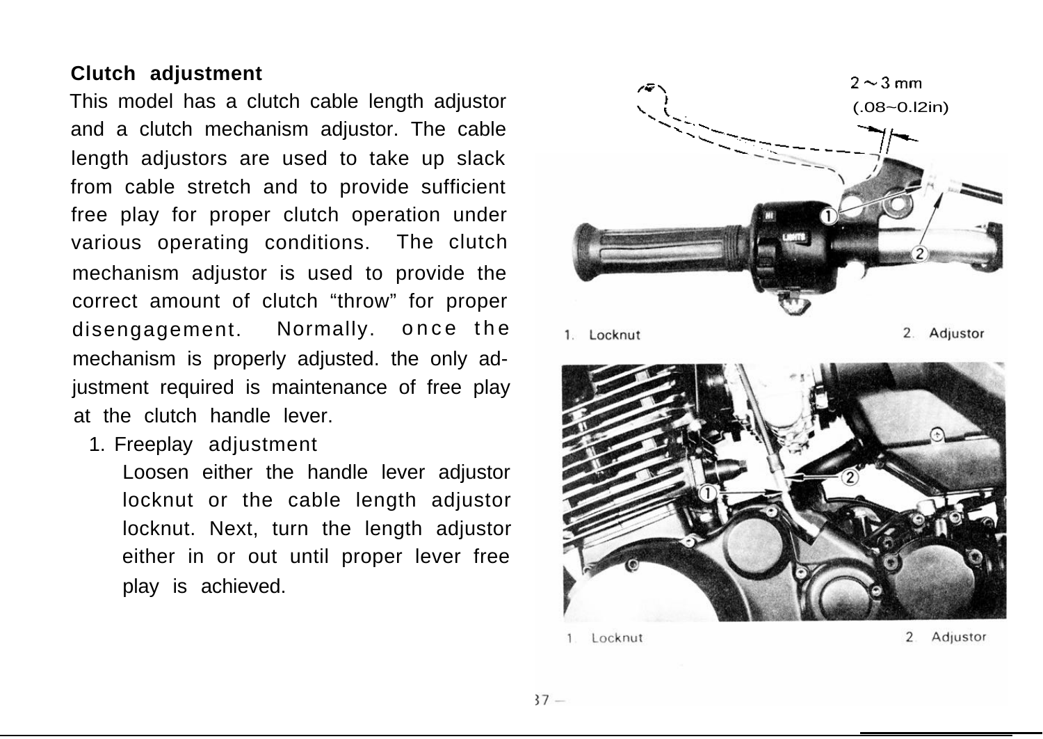**Clutch adjustment**

This model has a clutch cable length adjustor and a clutch mechanism adjustor. The cable length adjustors are used to take up slack from cable stretch and to provide sufficient free play for proper clutch operation under various operating conditions. The clutch mechanism adjustor is used to provide the correct amount of clutch "throw" for proper disengagement. Normally. once the mechanism is properly adjusted. the only adjustment required is maintenance of free play at the clutch handle lever.

1. Freeplay adjustment

   Loosen either the handle lever adjustor locknut or the cable length adjustor locknut. Next, turn the length adjustor either in or out until proper lever free play is achieved.

2 ~ 3 mm (.08~0.12in)

1. Locknut 2. Adjustor

1. Locknut 2. Adjustor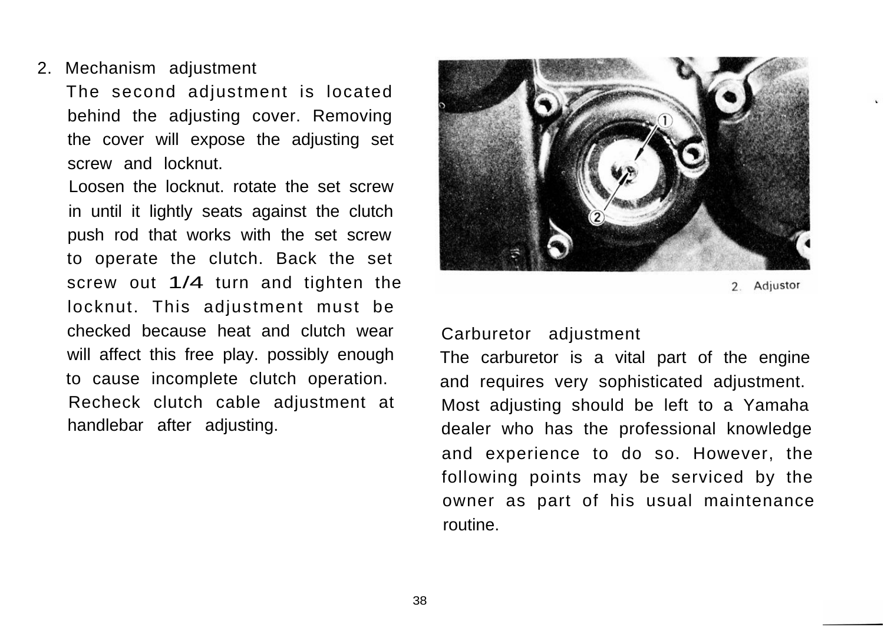2. Mechanism adjustment

The second adjustment is located behind the adjusting cover. Removing the cover will expose the adjusting set screw and locknut.

Loosen the locknut. rotate the set screw in until it lightly seats against the clutch push rod that works with the set screw to operate the clutch. Back the set screw out 1/4 turn and tighten the locknut. This adjustment must be checked because heat and clutch wear will affect this free play. possibly enough to cause incomplete clutch operation. Recheck clutch cable adjustment at handlebar after adjusting.

2. Adjustor

Carburetor adjustment

The carburetor is a vital part of the engine and requires very sophisticated adjustment. Most adjusting should be left to a Yamaha dealer who has the professional knowledge and experience to do so. However, the following points may be serviced by the owner as part of his usual maintenance routine.